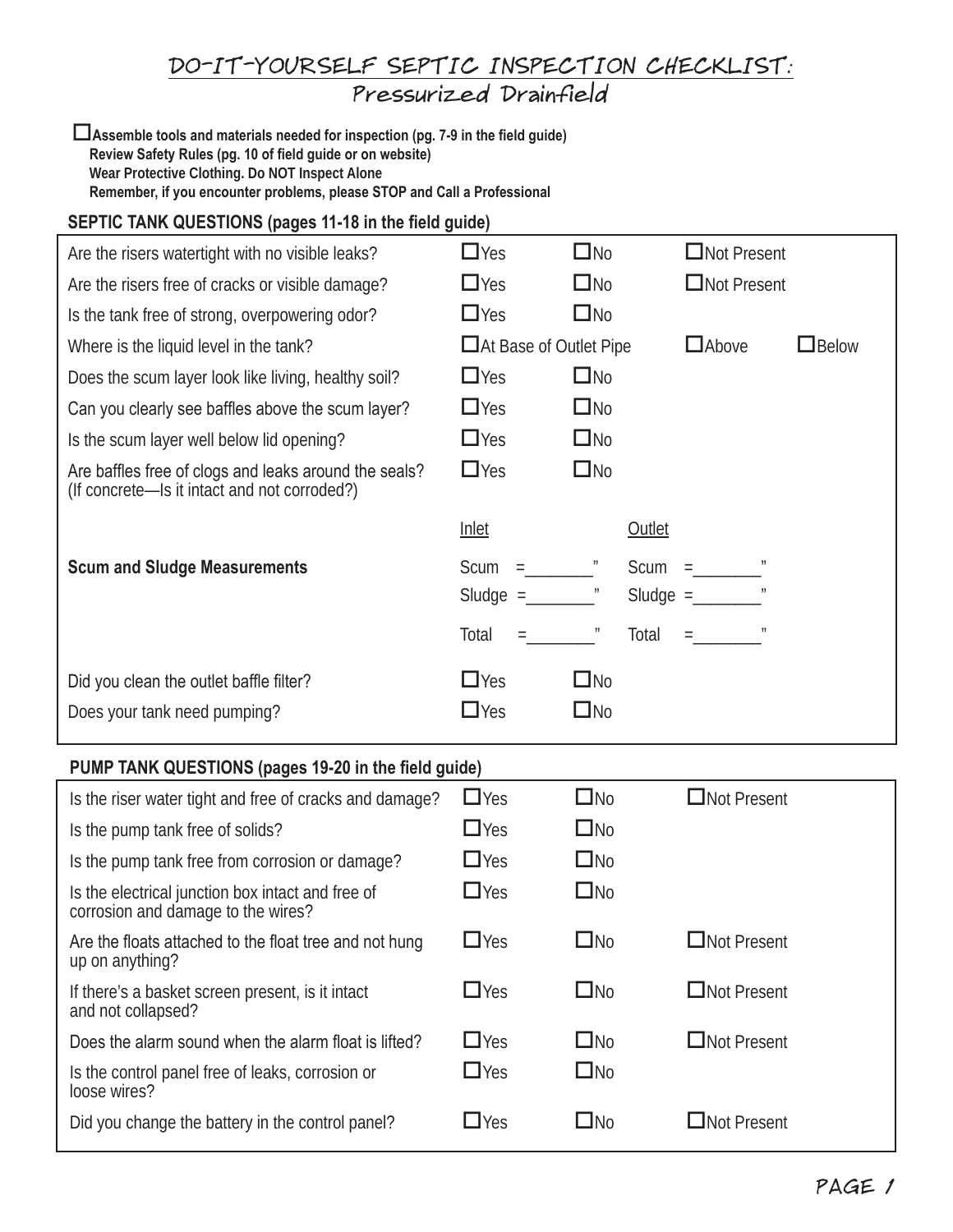# DO-IT-YOURSELF SEPTIC INSPECTION CHECKLIST:
## Pressurized Drainfield

☐ **Assemble tools and materials needed for inspection (pg. 7-9 in the field guide)**
**Review Safety Rules (pg. 10 of field guide or on website)**
**Wear Protective Clothing. Do NOT Inspect Alone**
**Remember, if you encounter problems, please STOP and Call a Professional**

**SEPTIC TANK QUESTIONS (pages 11-18 in the field guide)**

| | | | | |
|---|---|---|---|---|
| Are the risers watertight with no visible leaks? | ☐Yes | ☐No | ☐Not Present | |
| Are the risers free of cracks or visible damage? | ☐Yes | ☐No | ☐Not Present | |
| Is the tank free of strong, overpowering odor? | ☐Yes | ☐No | | |
| Where is the liquid level in the tank? | ☐At Base of Outlet Pipe | | ☐Above | ☐Below |
| Does the scum layer look like living, healthy soil? | ☐Yes | ☐No | | |
| Can you clearly see baffles above the scum layer? | ☐Yes | ☐No | | |
| Is the scum layer well below lid opening? | ☐Yes | ☐No | | |
| Are baffles free of clogs and leaks around the seals? (If concrete—Is it intact and not corroded?) | ☐Yes | ☐No | | |
| | Inlet | | Outlet | |
| **Scum and Sludge Measurements** | Scum =________" | | Scum =________" | |
| | Sludge =________" | | Sludge =________" | |
| | Total =________" | | Total =________" | |
| Did you clean the outlet baffle filter? | ☐Yes | ☐No | | |
| Does your tank need pumping? | ☐Yes | ☐No | | |

**PUMP TANK QUESTIONS (pages 19-20 in the field guide)**

| | | | |
|---|---|---|---|
| Is the riser water tight and free of cracks and damage? | ☐Yes | ☐No | ☐Not Present |
| Is the pump tank free of solids? | ☐Yes | ☐No | |
| Is the pump tank free from corrosion or damage? | ☐Yes | ☐No | |
| Is the electrical junction box intact and free of corrosion and damage to the wires? | ☐Yes | ☐No | |
| Are the floats attached to the float tree and not hung up on anything? | ☐Yes | ☐No | ☐Not Present |
| If there's a basket screen present, is it intact and not collapsed? | ☐Yes | ☐No | ☐Not Present |
| Does the alarm sound when the alarm float is lifted? | ☐Yes | ☐No | ☐Not Present |
| Is the control panel free of leaks, corrosion or loose wires? | ☐Yes | ☐No | |
| Did you change the battery in the control panel? | ☐Yes | ☐No | ☐Not Present |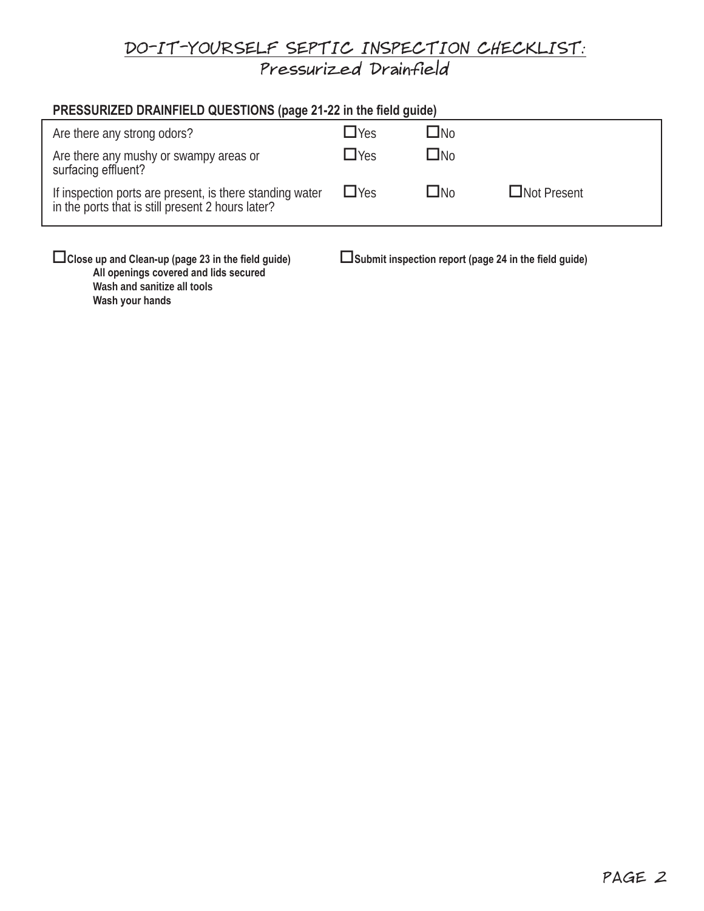# DO-IT-YOURSELF SEPTIC INSPECTION CHECKLIST:
## Pressurized Drainfield

**PRESSURIZED DRAINFIELD QUESTIONS (page 21-22 in the field guide)**

| | | | |
|---|---|---|---|
| Are there any strong odors? | ☐Yes | ☐No | |
| Are there any mushy or swampy areas or surfacing effluent? | ☐Yes | ☐No | |
| If inspection ports are present, is there standing water in the ports that is still present 2 hours later? | ☐Yes | ☐No | ☐Not Present |

☐**Close up and Clean-up (page 23 in the field guide)**
**All openings covered and lids secured**
**Wash and sanitize all tools**
**Wash your hands**

☐**Submit inspection report (page 24 in the field guide)**